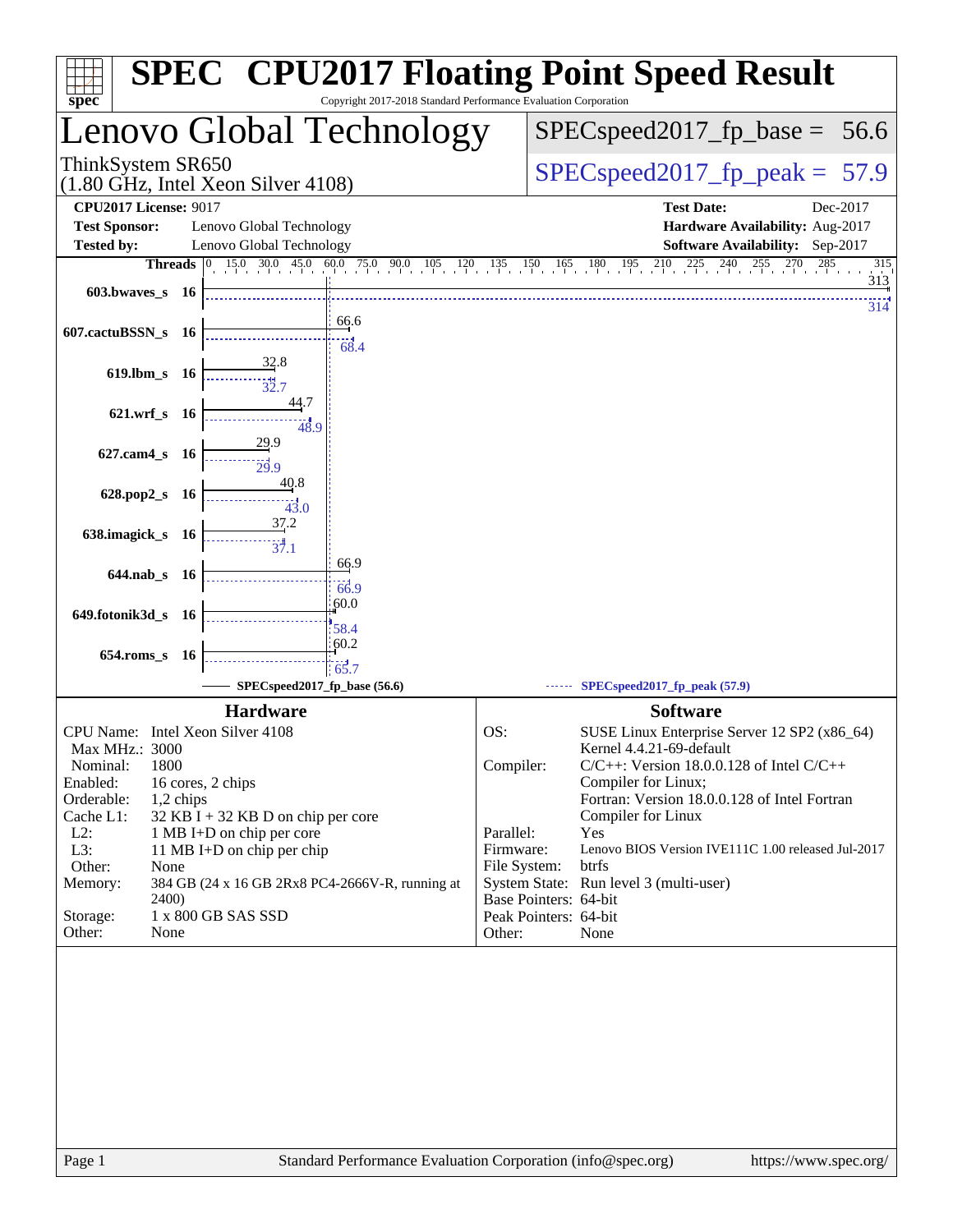# SPEC CPU2017 Floating Point Speed Result

Copyright 2017-2018 Standard Performance Evaluation Corporation

## Lenovo Global Technology

ThinkSystem SR650
(1.80 GHz, Intel Xeon Silver 4108)

SPECspeed2017_fp_base = 56.6

SPECspeed2017_fp_peak = 57.9

**CPU2017 License:** 9017
**Test Sponsor:** Lenovo Global Technology
**Tested by:** Lenovo Global Technology

**Test Date:** Dec-2017
**Hardware Availability:** Aug-2017
**Software Availability:** Sep-2017

| Benchmark | Threads | Base | Peak |
|---|---|---|---|
| 603.bwaves_s | 16 | 313 | 314 |
| 607.cactuBSSN_s | 16 | 66.6 | 68.4 |
| 619.lbm_s | 16 | 32.8 | 32.7 |
| 621.wrf_s | 16 | 44.7 | 48.9 |
| 627.cam4_s | 16 | 29.9 | 29.9 |
| 628.pop2_s | 16 | 40.8 | 43.0 |
| 638.imagick_s | 16 | 37.2 | 37.1 |
| 644.nab_s | 16 | 66.9 | 66.9 |
| 649.fotonik3d_s | 16 | 60.0 | 58.4 |
| 654.roms_s | 16 | 60.2 | 65.7 |

SPECspeed2017_fp_base (56.6) — SPECspeed2017_fp_peak (57.9)

## Hardware

| | |
|---|---|
| CPU Name: | Intel Xeon Silver 4108 |
| Max MHz.: | 3000 |
| Nominal: | 1800 |
| Enabled: | 16 cores, 2 chips |
| Orderable: | 1,2 chips |
| Cache L1: | 32 KB I + 32 KB D on chip per core |
| L2: | 1 MB I+D on chip per core |
| L3: | 11 MB I+D on chip per chip |
| Other: | None |
| Memory: | 384 GB (24 x 16 GB 2Rx8 PC4-2666V-R, running at 2400) |
| Storage: | 1 x 800 GB SAS SSD |
| Other: | None |

## Software

| | |
|---|---|
| OS: | SUSE Linux Enterprise Server 12 SP2 (x86_64) Kernel 4.4.21-69-default |
| Compiler: | C/C++: Version 18.0.0.128 of Intel C/C++ Compiler for Linux; Fortran: Version 18.0.0.128 of Intel Fortran Compiler for Linux |
| Parallel: | Yes |
| Firmware: | Lenovo BIOS Version IVE111C 1.00 released Jul-2017 |
| File System: | btrfs |
| System State: | Run level 3 (multi-user) |
| Base Pointers: | 64-bit |
| Peak Pointers: | 64-bit |
| Other: | None |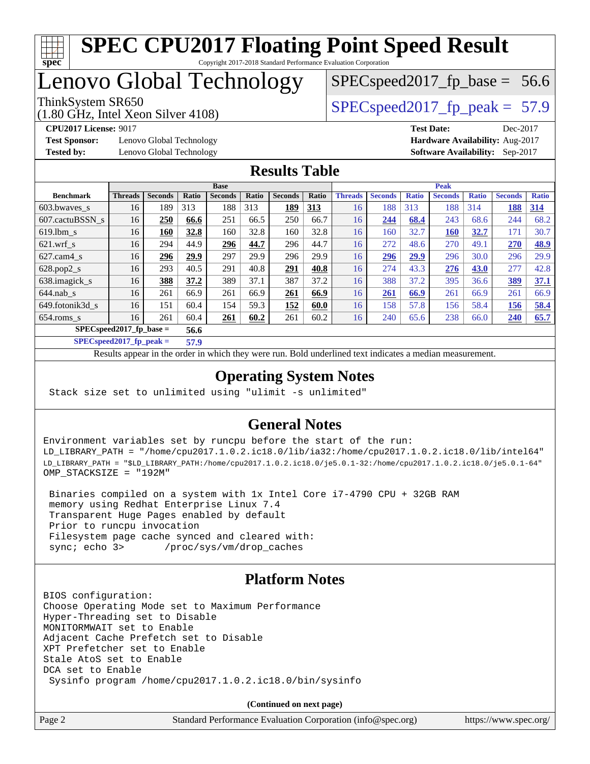# SPEC CPU2017 Floating Point Speed Result

Copyright 2017-2018 Standard Performance Evaluation Corporation

# Lenovo Global Technology

ThinkSystem SR650
(1.80 GHz, Intel Xeon Silver 4108)

SPECspeed2017_fp_base = 56.6

SPECspeed2017_fp_peak = 57.9

**CPU2017 License:** 9017
**Test Sponsor:** Lenovo Global Technology
**Tested by:** Lenovo Global Technology

**Test Date:** Dec-2017
**Hardware Availability:** Aug-2017
**Software Availability:** Sep-2017

## Results Table

| | Base | | | | | | | Peak | | | | | | |
|---|---|---|---|---|---|---|---|---|---|---|---|---|---|---|
| **Benchmark** | **Threads** | **Seconds** | **Ratio** | **Seconds** | **Ratio** | **Seconds** | **Ratio** | **Threads** | **Seconds** | **Ratio** | **Seconds** | **Ratio** | **Seconds** | **Ratio** |
| 603.bwaves_s | 16 | 189 | 313 | 188 | 313 | **189** | **313** | 16 | 188 | 313 | 188 | 314 | **188** | **314** |
| 607.cactuBSSN_s | 16 | **250** | **66.6** | 251 | 66.5 | 250 | 66.7 | 16 | **244** | **68.4** | 243 | 68.6 | 244 | 68.2 |
| 619.lbm_s | 16 | **160** | **32.8** | 160 | 32.8 | 160 | 32.8 | 16 | 160 | 32.7 | **160** | **32.7** | 171 | 30.7 |
| 621.wrf_s | 16 | 294 | 44.9 | **296** | **44.7** | 296 | 44.7 | 16 | 272 | 48.6 | 270 | 49.1 | **270** | **48.9** |
| 627.cam4_s | 16 | **296** | **29.9** | 297 | 29.9 | 296 | 29.9 | 16 | **296** | **29.9** | 296 | 30.0 | 296 | 29.9 |
| 628.pop2_s | 16 | 293 | 40.5 | 291 | 40.8 | **291** | **40.8** | 16 | 274 | 43.3 | **276** | **43.0** | 277 | 42.8 |
| 638.imagick_s | 16 | **388** | **37.2** | 389 | 37.1 | 387 | 37.2 | 16 | 388 | 37.2 | 395 | 36.6 | **389** | **37.1** |
| 644.nab_s | 16 | 261 | 66.9 | 261 | 66.9 | **261** | **66.9** | 16 | **261** | **66.9** | 261 | 66.9 | 261 | 66.9 |
| 649.fotonik3d_s | 16 | 151 | 60.4 | 154 | 59.3 | **152** | **60.0** | 16 | 158 | 57.8 | 156 | 58.4 | **156** | **58.4** |
| 654.roms_s | 16 | 261 | 60.4 | **261** | **60.2** | 261 | 60.2 | 16 | 240 | 65.6 | 238 | 66.0 | **240** | **65.7** |

**SPECspeed2017_fp_base =** **56.6**

**SPECspeed2017_fp_peak =** **57.9**

Results appear in the order in which they were run. Bold underlined text indicates a median measurement.

## Operating System Notes

```
Stack size set to unlimited using "ulimit -s unlimited"
```

## General Notes

```
Environment variables set by runcpu before the start of the run:
LD_LIBRARY_PATH = "/home/cpu2017.1.0.2.ic18.0/lib/ia32:/home/cpu2017.1.0.2.ic18.0/lib/intel64"
LD_LIBRARY_PATH = "$LD_LIBRARY_PATH:/home/cpu2017.1.0.2.ic18.0/je5.0.1-32:/home/cpu2017.1.0.2.ic18.0/je5.0.1-64"
OMP_STACKSIZE = "192M"

 Binaries compiled on a system with 1x Intel Core i7-4790 CPU + 32GB RAM
 memory using Redhat Enterprise Linux 7.4
 Transparent Huge Pages enabled by default
 Prior to runcpu invocation
 Filesystem page cache synced and cleared with:
 sync; echo 3>       /proc/sys/vm/drop_caches
```

## Platform Notes

```
BIOS configuration:
Choose Operating Mode set to Maximum Performance
Hyper-Threading set to Disable
MONITORMWAIT set to Enable
Adjacent Cache Prefetch set to Disable
XPT Prefetcher set to Enable
Stale AtoS set to Enable
DCA set to Enable
 Sysinfo program /home/cpu2017.1.0.2.ic18.0/bin/sysinfo
```

**(Continued on next page)**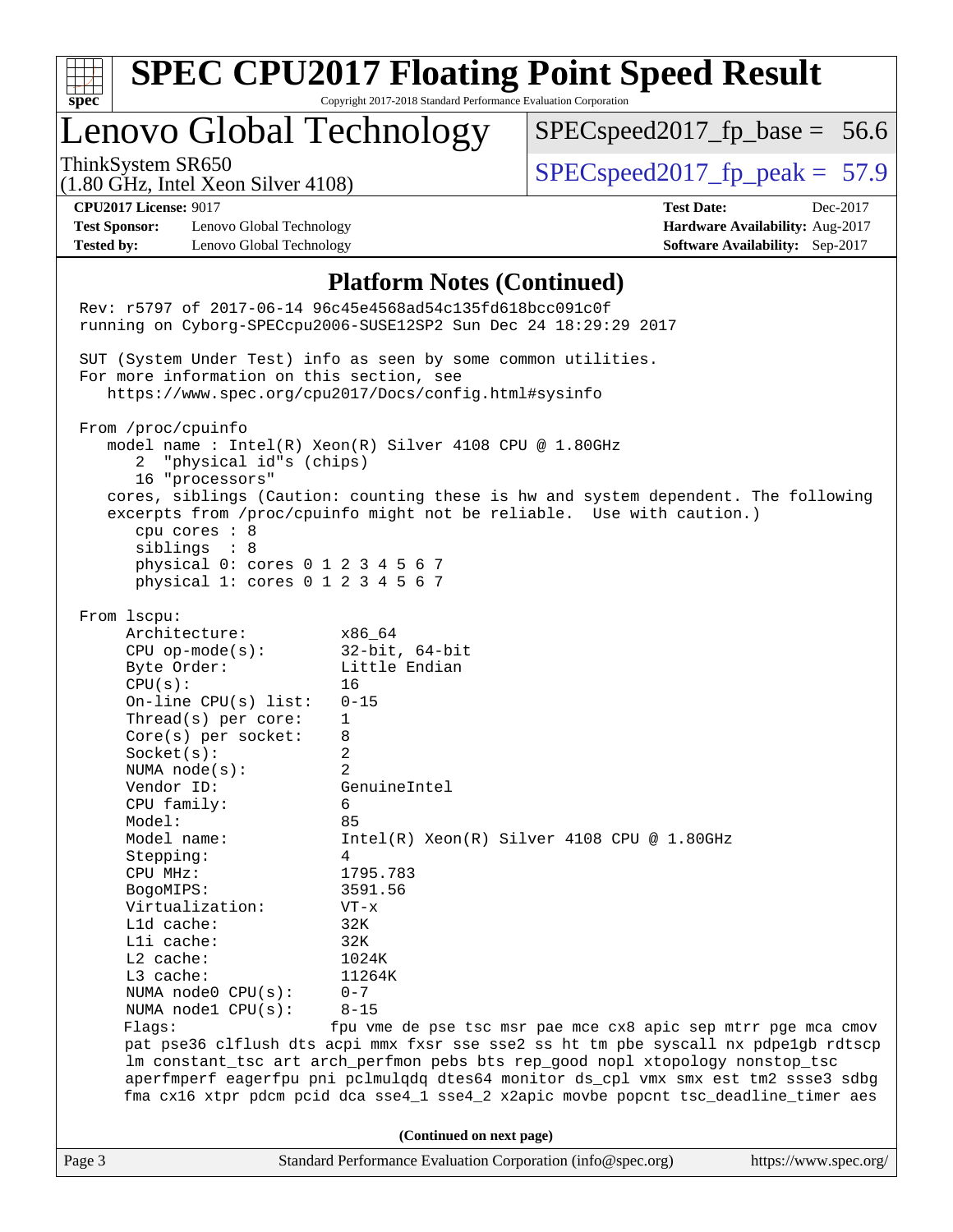# SPEC CPU2017 Floating Point Speed Result

Copyright 2017-2018 Standard Performance Evaluation Corporation

## Lenovo Global Technology

ThinkSystem SR650
(1.80 GHz, Intel Xeon Silver 4108)

SPECspeed2017_fp_base = 56.6

SPECspeed2017_fp_peak = 57.9

**CPU2017 License:** 9017
**Test Sponsor:** Lenovo Global Technology
**Tested by:** Lenovo Global Technology

**Test Date:** Dec-2017
**Hardware Availability:** Aug-2017
**Software Availability:** Sep-2017

### Platform Notes (Continued)

```
Rev: r5797 of 2017-06-14 96c45e4568ad54c135fd618bcc091c0f
running on Cyborg-SPECcpu2006-SUSE12SP2 Sun Dec 24 18:29:29 2017

SUT (System Under Test) info as seen by some common utilities.
For more information on this section, see
   https://www.spec.org/cpu2017/Docs/config.html#sysinfo

From /proc/cpuinfo
   model name : Intel(R) Xeon(R) Silver 4108 CPU @ 1.80GHz
      2  "physical id"s (chips)
      16 "processors"
   cores, siblings (Caution: counting these is hw and system dependent. The following
   excerpts from /proc/cpuinfo might not be reliable.  Use with caution.)
      cpu cores : 8
      siblings  : 8
      physical 0: cores 0 1 2 3 4 5 6 7
      physical 1: cores 0 1 2 3 4 5 6 7

From lscpu:
     Architecture:          x86_64
     CPU op-mode(s):        32-bit, 64-bit
     Byte Order:            Little Endian
     CPU(s):                16
     On-line CPU(s) list:   0-15
     Thread(s) per core:    1
     Core(s) per socket:    8
     Socket(s):             2
     NUMA node(s):          2
     Vendor ID:             GenuineIntel
     CPU family:            6
     Model:                 85
     Model name:            Intel(R) Xeon(R) Silver 4108 CPU @ 1.80GHz
     Stepping:              4
     CPU MHz:               1795.783
     BogoMIPS:              3591.56
     Virtualization:        VT-x
     L1d cache:             32K
     L1i cache:             32K
     L2 cache:              1024K
     L3 cache:              11264K
     NUMA node0 CPU(s):     0-7
     NUMA node1 CPU(s):     8-15
     Flags:                fpu vme de pse tsc msr pae mce cx8 apic sep mtrr pge mca cmov
     pat pse36 clflush dts acpi mmx fxsr sse sse2 ss ht tm pbe syscall nx pdpe1gb rdtscp
     lm constant_tsc art arch_perfmon pebs bts rep_good nopl xtopology nonstop_tsc
     aperfmperf eagerfpu pni pclmulqdq dtes64 monitor ds_cpl vmx smx est tm2 ssse3 sdbg
     fma cx16 xtpr pdcm pcid dca sse4_1 sse4_2 x2apic movbe popcnt tsc_deadline_timer aes
```

(Continued on next page)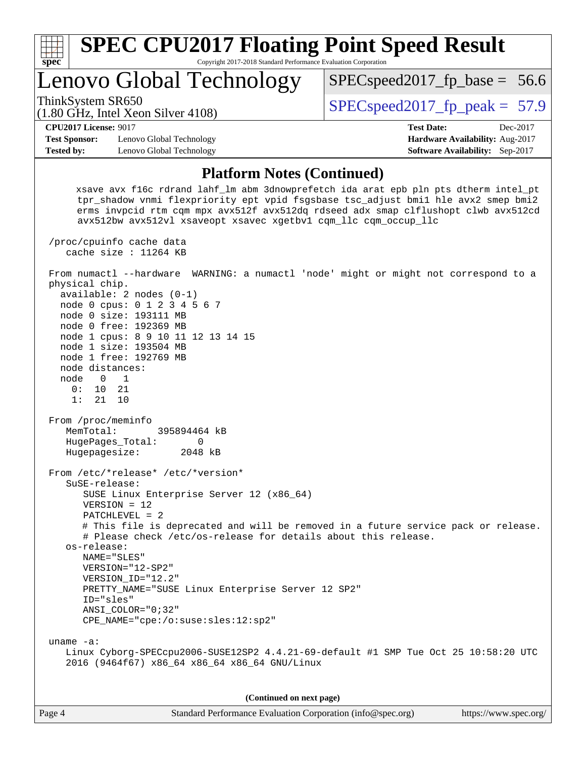## Platform Notes (Continued)

```
     xsave avx f16c rdrand lahf_lm abm 3dnowprefetch ida arat epb pln pts dtherm intel_pt
     tpr_shadow vnmi flexpriority ept vpid fsgsbase tsc_adjust bmi1 hle avx2 smep bmi2
     erms invpcid rtm cqm mpx avx512f avx512dq rdseed adx smap clflushopt clwb avx512cd
     avx512bw avx512vl xsaveopt xsavec xgetbv1 cqm_llc cqm_occup_llc

 /proc/cpuinfo cache data
    cache size : 11264 KB

 From numactl --hardware  WARNING: a numactl 'node' might or might not correspond to a
 physical chip.
   available: 2 nodes (0-1)
   node 0 cpus: 0 1 2 3 4 5 6 7
   node 0 size: 193111 MB
   node 0 free: 192369 MB
   node 1 cpus: 8 9 10 11 12 13 14 15
   node 1 size: 193504 MB
   node 1 free: 192769 MB
   node distances:
   node   0   1
     0:  10  21
     1:  21  10

 From /proc/meminfo
    MemTotal:       395894464 kB
    HugePages_Total:       0
    Hugepagesize:       2048 kB

 From /etc/*release* /etc/*version*
    SuSE-release:
       SUSE Linux Enterprise Server 12 (x86_64)
       VERSION = 12
       PATCHLEVEL = 2
       # This file is deprecated and will be removed in a future service pack or release.
       # Please check /etc/os-release for details about this release.
    os-release:
       NAME="SLES"
       VERSION="12-SP2"
       VERSION_ID="12.2"
       PRETTY_NAME="SUSE Linux Enterprise Server 12 SP2"
       ID="sles"
       ANSI_COLOR="0;32"
       CPE_NAME="cpe:/o:suse:sles:12:sp2"

 uname -a:
    Linux Cyborg-SPECcpu2006-SUSE12SP2 4.4.21-69-default #1 SMP Tue Oct 25 10:58:20 UTC
    2016 (9464f67) x86_64 x86_64 x86_64 GNU/Linux
```

(Continued on next page)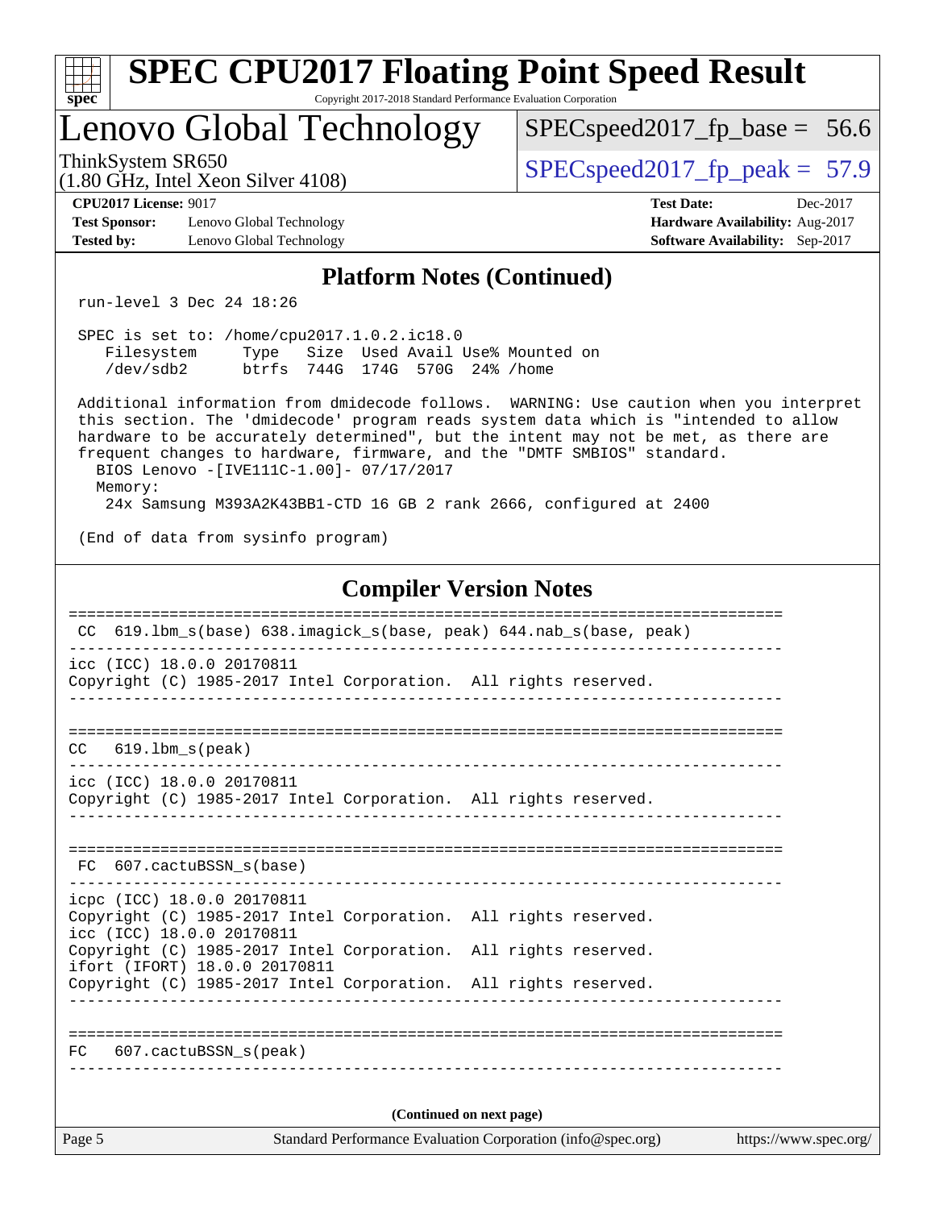## Platform Notes (Continued)

```
run-level 3 Dec 24 18:26

SPEC is set to: /home/cpu2017.1.0.2.ic18.0
   Filesystem     Type   Size  Used Avail Use% Mounted on
   /dev/sdb2      btrfs  744G  174G  570G  24% /home

Additional information from dmidecode follows.  WARNING: Use caution when you interpret
this section. The 'dmidecode' program reads system data which is "intended to allow
hardware to be accurately determined", but the intent may not be met, as there are
frequent changes to hardware, firmware, and the "DMTF SMBIOS" standard.
  BIOS Lenovo -[IVE111C-1.00]- 07/17/2017
  Memory:
    24x Samsung M393A2K43BB1-CTD 16 GB 2 rank 2666, configured at 2400

(End of data from sysinfo program)
```

## Compiler Version Notes

```
==============================================================================
 CC  619.lbm_s(base) 638.imagick_s(base, peak) 644.nab_s(base, peak)
------------------------------------------------------------------------------
icc (ICC) 18.0.0 20170811
Copyright (C) 1985-2017 Intel Corporation.  All rights reserved.
------------------------------------------------------------------------------

==============================================================================
CC   619.lbm_s(peak)
------------------------------------------------------------------------------
icc (ICC) 18.0.0 20170811
Copyright (C) 1985-2017 Intel Corporation.  All rights reserved.
------------------------------------------------------------------------------

==============================================================================
FC   607.cactuBSSN_s(base)
------------------------------------------------------------------------------
icpc (ICC) 18.0.0 20170811
Copyright (C) 1985-2017 Intel Corporation.  All rights reserved.
icc (ICC) 18.0.0 20170811
Copyright (C) 1985-2017 Intel Corporation.  All rights reserved.
ifort (IFORT) 18.0.0 20170811
Copyright (C) 1985-2017 Intel Corporation.  All rights reserved.
------------------------------------------------------------------------------

==============================================================================
FC   607.cactuBSSN_s(peak)
------------------------------------------------------------------------------
```

(Continued on next page)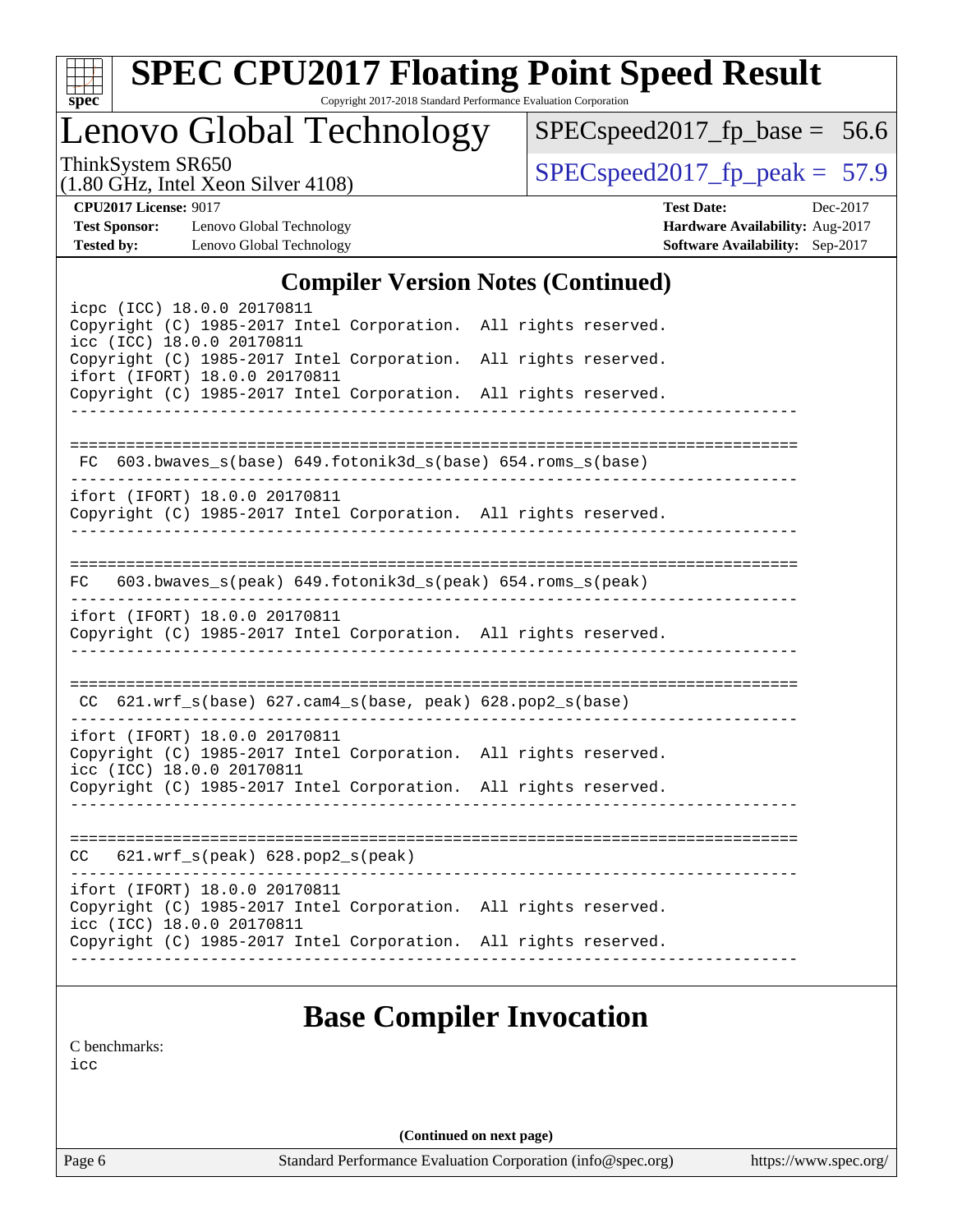# SPEC CPU2017 Floating Point Speed Result

Copyright 2017-2018 Standard Performance Evaluation Corporation

## Lenovo Global Technology

ThinkSystem SR650
(1.80 GHz, Intel Xeon Silver 4108)

SPECspeed2017_fp_base = 56.6

SPECspeed2017_fp_peak = 57.9

**CPU2017 License:** 9017
**Test Sponsor:** Lenovo Global Technology
**Tested by:** Lenovo Global Technology

**Test Date:** Dec-2017
**Hardware Availability:** Aug-2017
**Software Availability:** Sep-2017

## Compiler Version Notes (Continued)

```
icpc (ICC) 18.0.0 20170811
Copyright (C) 1985-2017 Intel Corporation.  All rights reserved.
icc (ICC) 18.0.0 20170811
Copyright (C) 1985-2017 Intel Corporation.  All rights reserved.
ifort (IFORT) 18.0.0 20170811
Copyright (C) 1985-2017 Intel Corporation.  All rights reserved.
------------------------------------------------------------------------------

==============================================================================
 FC  603.bwaves_s(base) 649.fotonik3d_s(base) 654.roms_s(base)
------------------------------------------------------------------------------
ifort (IFORT) 18.0.0 20170811
Copyright (C) 1985-2017 Intel Corporation.  All rights reserved.
------------------------------------------------------------------------------

==============================================================================
FC   603.bwaves_s(peak) 649.fotonik3d_s(peak) 654.roms_s(peak)
------------------------------------------------------------------------------
ifort (IFORT) 18.0.0 20170811
Copyright (C) 1985-2017 Intel Corporation.  All rights reserved.
------------------------------------------------------------------------------

==============================================================================
 CC  621.wrf_s(base) 627.cam4_s(base, peak) 628.pop2_s(base)
------------------------------------------------------------------------------
ifort (IFORT) 18.0.0 20170811
Copyright (C) 1985-2017 Intel Corporation.  All rights reserved.
icc (ICC) 18.0.0 20170811
Copyright (C) 1985-2017 Intel Corporation.  All rights reserved.
------------------------------------------------------------------------------

==============================================================================
CC   621.wrf_s(peak) 628.pop2_s(peak)
------------------------------------------------------------------------------
ifort (IFORT) 18.0.0 20170811
Copyright (C) 1985-2017 Intel Corporation.  All rights reserved.
icc (ICC) 18.0.0 20170811
Copyright (C) 1985-2017 Intel Corporation.  All rights reserved.
------------------------------------------------------------------------------
```

## Base Compiler Invocation

C benchmarks:
icc

(Continued on next page)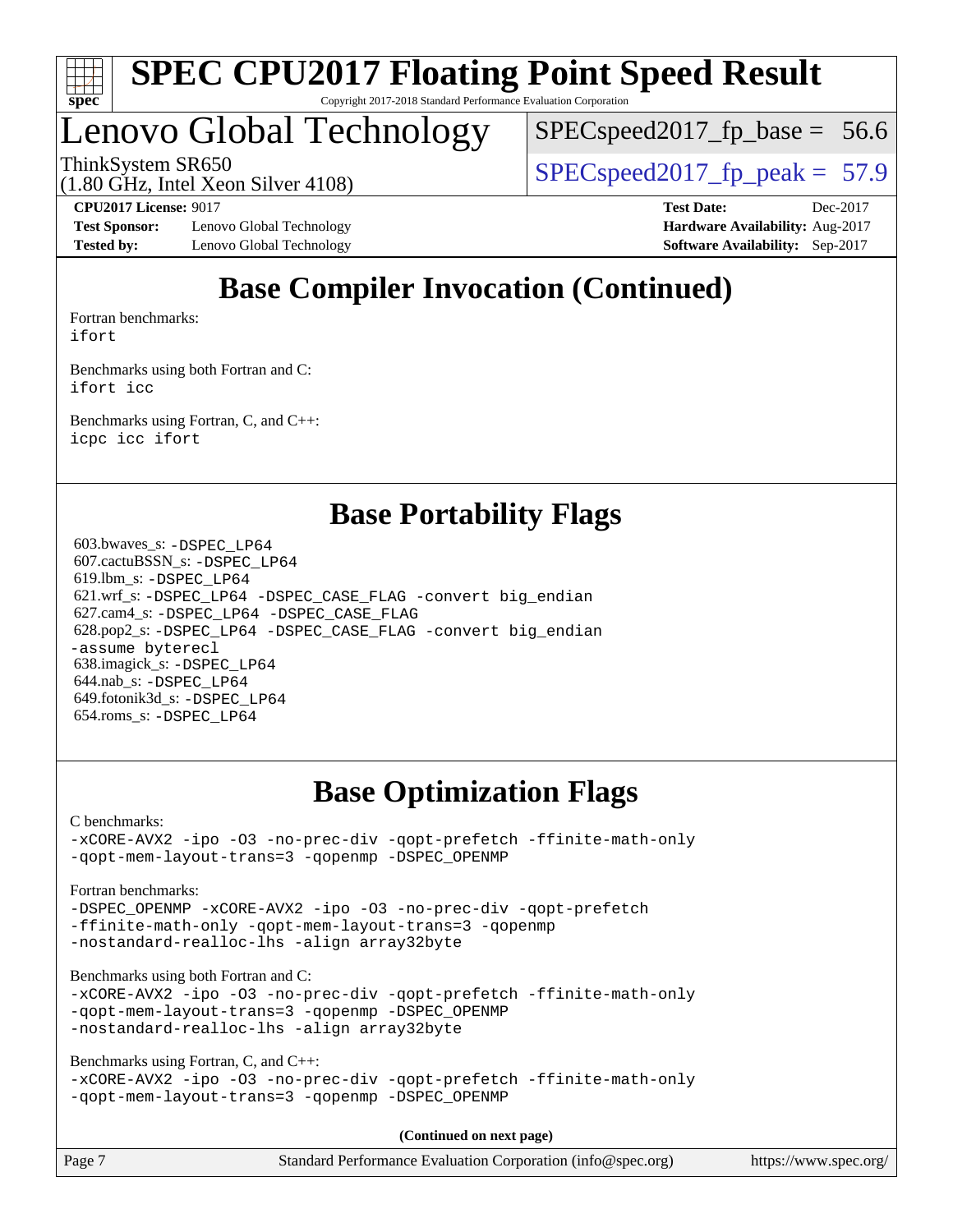# Base Compiler Invocation (Continued)

Fortran benchmarks:
ifort

Benchmarks using both Fortran and C:
ifort icc

Benchmarks using Fortran, C, and C++:
icpc icc ifort

# Base Portability Flags

603.bwaves_s: -DSPEC_LP64
607.cactuBSSN_s: -DSPEC_LP64
619.lbm_s: -DSPEC_LP64
621.wrf_s: -DSPEC_LP64 -DSPEC_CASE_FLAG -convert big_endian
627.cam4_s: -DSPEC_LP64 -DSPEC_CASE_FLAG
628.pop2_s: -DSPEC_LP64 -DSPEC_CASE_FLAG -convert big_endian -assume byterecl
638.imagick_s: -DSPEC_LP64
644.nab_s: -DSPEC_LP64
649.fotonik3d_s: -DSPEC_LP64
654.roms_s: -DSPEC_LP64

# Base Optimization Flags

C benchmarks:
-xCORE-AVX2 -ipo -O3 -no-prec-div -qopt-prefetch -ffinite-math-only -qopt-mem-layout-trans=3 -qopenmp -DSPEC_OPENMP

Fortran benchmarks:
-DSPEC_OPENMP -xCORE-AVX2 -ipo -O3 -no-prec-div -qopt-prefetch -ffinite-math-only -qopt-mem-layout-trans=3 -qopenmp -nostandard-realloc-lhs -align array32byte

Benchmarks using both Fortran and C:
-xCORE-AVX2 -ipo -O3 -no-prec-div -qopt-prefetch -ffinite-math-only -qopt-mem-layout-trans=3 -qopenmp -DSPEC_OPENMP -nostandard-realloc-lhs -align array32byte

Benchmarks using Fortran, C, and C++:
-xCORE-AVX2 -ipo -O3 -no-prec-div -qopt-prefetch -ffinite-math-only -qopt-mem-layout-trans=3 -qopenmp -DSPEC_OPENMP

**(Continued on next page)**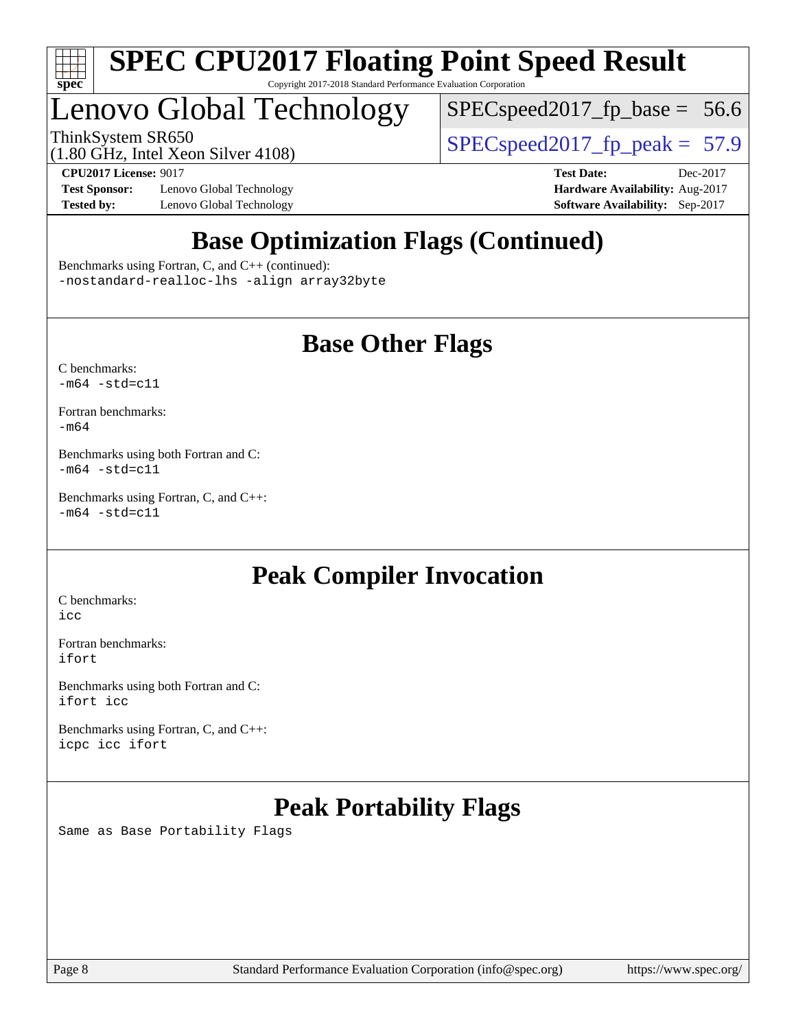# SPEC CPU2017 Floating Point Speed Result

Copyright 2017-2018 Standard Performance Evaluation Corporation

## Lenovo Global Technology

ThinkSystem SR650
(1.80 GHz, Intel Xeon Silver 4108)

SPECspeed2017_fp_base = 56.6

SPECspeed2017_fp_peak = 57.9

**CPU2017 License:** 9017
**Test Sponsor:** Lenovo Global Technology
**Tested by:** Lenovo Global Technology

**Test Date:** Dec-2017
**Hardware Availability:** Aug-2017
**Software Availability:** Sep-2017

## Base Optimization Flags (Continued)

Benchmarks using Fortran, C, and C++ (continued):

```
-nostandard-realloc-lhs -align array32byte
```

## Base Other Flags

C benchmarks:

```
-m64 -std=c11
```

Fortran benchmarks:

```
-m64
```

Benchmarks using both Fortran and C:

```
-m64 -std=c11
```

Benchmarks using Fortran, C, and C++:

```
-m64 -std=c11
```

## Peak Compiler Invocation

C benchmarks:

```
icc
```

Fortran benchmarks:

```
ifort
```

Benchmarks using both Fortran and C:

```
ifort icc
```

Benchmarks using Fortran, C, and C++:

```
icpc icc ifort
```

## Peak Portability Flags

Same as Base Portability Flags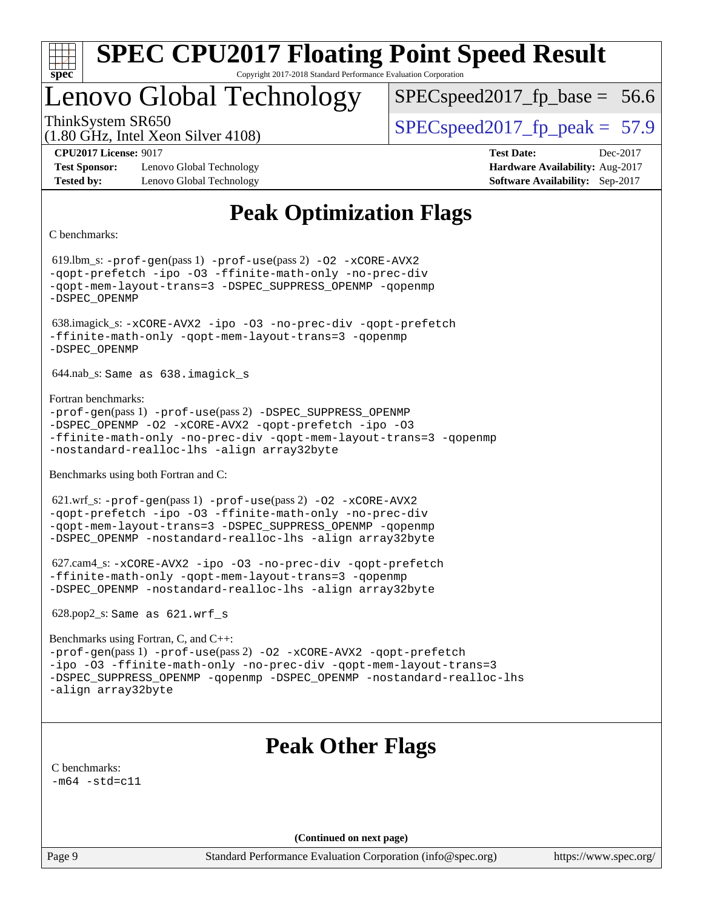# SPEC CPU2017 Floating Point Speed Result

Copyright 2017-2018 Standard Performance Evaluation Corporation

## Lenovo Global Technology

ThinkSystem SR650
(1.80 GHz, Intel Xeon Silver 4108)

SPECspeed2017_fp_base = 56.6

SPECspeed2017_fp_peak = 57.9

**CPU2017 License:** 9017
**Test Sponsor:** Lenovo Global Technology
**Tested by:** Lenovo Global Technology

**Test Date:** Dec-2017
**Hardware Availability:** Aug-2017
**Software Availability:** Sep-2017

## Peak Optimization Flags

C benchmarks:

619.lbm_s: -prof-gen(pass 1) -prof-use(pass 2) -O2 -xCORE-AVX2 -qopt-prefetch -ipo -O3 -ffinite-math-only -no-prec-div -qopt-mem-layout-trans=3 -DSPEC_SUPPRESS_OPENMP -qopenmp -DSPEC_OPENMP

638.imagick_s: -xCORE-AVX2 -ipo -O3 -no-prec-div -qopt-prefetch -ffinite-math-only -qopt-mem-layout-trans=3 -qopenmp -DSPEC_OPENMP

644.nab_s: Same as 638.imagick_s

Fortran benchmarks:
-prof-gen(pass 1) -prof-use(pass 2) -DSPEC_SUPPRESS_OPENMP -DSPEC_OPENMP -O2 -xCORE-AVX2 -qopt-prefetch -ipo -O3 -ffinite-math-only -no-prec-div -qopt-mem-layout-trans=3 -qopenmp -nostandard-realloc-lhs -align array32byte

Benchmarks using both Fortran and C:

621.wrf_s: -prof-gen(pass 1) -prof-use(pass 2) -O2 -xCORE-AVX2 -qopt-prefetch -ipo -O3 -ffinite-math-only -no-prec-div -qopt-mem-layout-trans=3 -DSPEC_SUPPRESS_OPENMP -qopenmp -DSPEC_OPENMP -nostandard-realloc-lhs -align array32byte

627.cam4_s: -xCORE-AVX2 -ipo -O3 -no-prec-div -qopt-prefetch -ffinite-math-only -qopt-mem-layout-trans=3 -qopenmp -DSPEC_OPENMP -nostandard-realloc-lhs -align array32byte

628.pop2_s: Same as 621.wrf_s

Benchmarks using Fortran, C, and C++:
-prof-gen(pass 1) -prof-use(pass 2) -O2 -xCORE-AVX2 -qopt-prefetch -ipo -O3 -ffinite-math-only -no-prec-div -qopt-mem-layout-trans=3 -DSPEC_SUPPRESS_OPENMP -qopenmp -DSPEC_OPENMP -nostandard-realloc-lhs -align array32byte

## Peak Other Flags

C benchmarks:
-m64 -std=c11

**(Continued on next page)**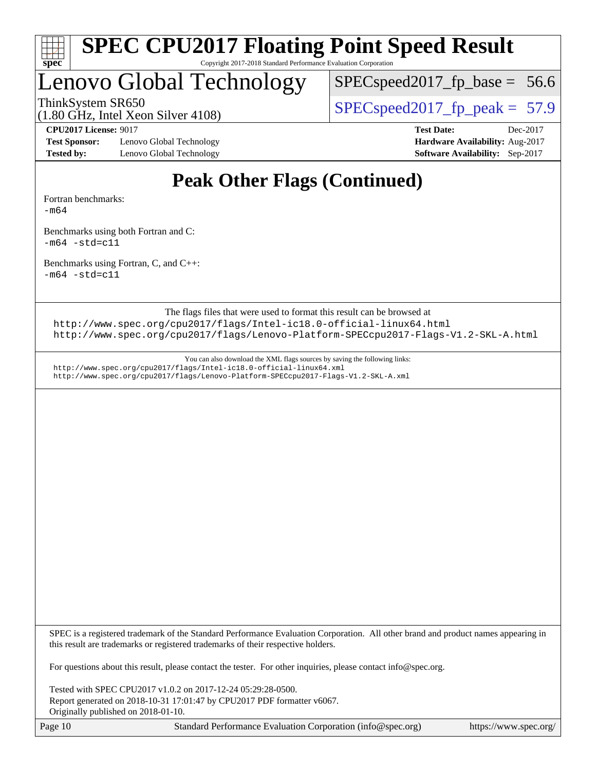# Peak Other Flags (Continued)

Fortran benchmarks:
-m64

Benchmarks using both Fortran and C:
-m64 -std=c11

Benchmarks using Fortran, C, and C++:
-m64 -std=c11

The flags files that were used to format this result can be browsed at
http://www.spec.org/cpu2017/flags/Intel-ic18.0-official-linux64.html
http://www.spec.org/cpu2017/flags/Lenovo-Platform-SPECcpu2017-Flags-V1.2-SKL-A.html

You can also download the XML flags sources by saving the following links:
http://www.spec.org/cpu2017/flags/Intel-ic18.0-official-linux64.xml
http://www.spec.org/cpu2017/flags/Lenovo-Platform-SPECcpu2017-Flags-V1.2-SKL-A.xml

SPEC is a registered trademark of the Standard Performance Evaluation Corporation. All other brand and product names appearing in this result are trademarks or registered trademarks of their respective holders.

For questions about this result, please contact the tester. For other inquiries, please contact info@spec.org.

Tested with SPEC CPU2017 v1.0.2 on 2017-12-24 05:29:28-0500.
Report generated on 2018-10-31 17:01:47 by CPU2017 PDF formatter v6067.
Originally published on 2018-01-10.